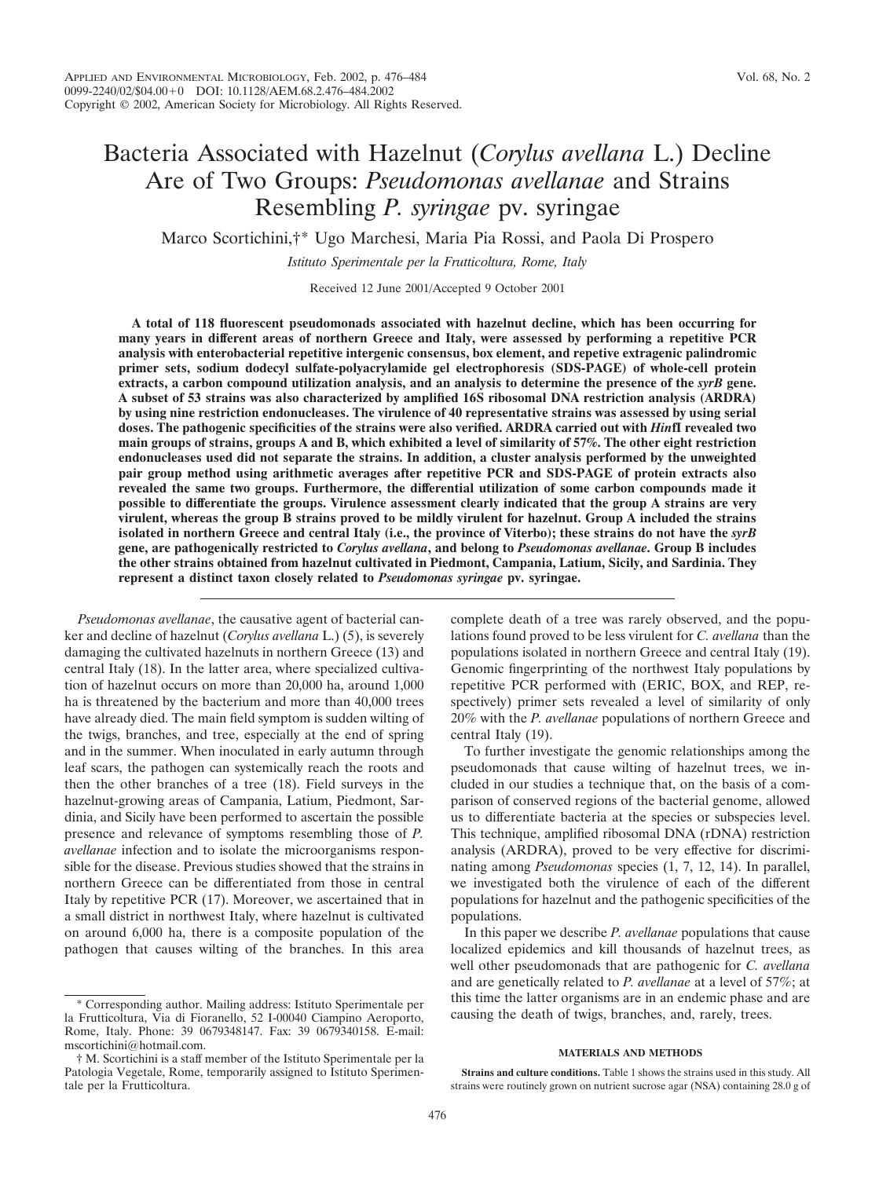# Bacteria Associated with Hazelnut (*Corylus avellana* L.) Decline Are of Two Groups: *Pseudomonas avellanae* and Strains Resembling *P. syringae* pv. syringae

Marco Scortichini,†* Ugo Marchesi, Maria Pia Rossi, and Paola Di Prospero

*Istituto Sperimentale per la Frutticoltura, Rome, Italy*

Received 12 June 2001/Accepted 9 October 2001

**A total of 118 fluorescent pseudomonads associated with hazelnut decline, which has been occurring for many years in different areas of northern Greece and Italy, were assessed by performing a repetitive PCR analysis with enterobacterial repetitive intergenic consensus, box element, and repetive extragenic palindromic primer sets, sodium dodecyl sulfate-polyacrylamide gel electrophoresis (SDS-PAGE) of whole-cell protein extracts, a carbon compound utilization analysis, and an analysis to determine the presence of the *syrB* gene. A subset of 53 strains was also characterized by amplified 16S ribosomal DNA restriction analysis (ARDRA) by using nine restriction endonucleases. The virulence of 40 representative strains was assessed by using serial doses. The pathogenic specificities of the strains were also verified. ARDRA carried out with *Hin*fI revealed two main groups of strains, groups A and B, which exhibited a level of similarity of 57%. The other eight restriction endonucleases used did not separate the strains. In addition, a cluster analysis performed by the unweighted pair group method using arithmetic averages after repetitive PCR and SDS-PAGE of protein extracts also revealed the same two groups. Furthermore, the differential utilization of some carbon compounds made it possible to differentiate the groups. Virulence assessment clearly indicated that the group A strains are very virulent, whereas the group B strains proved to be mildly virulent for hazelnut. Group A included the strains isolated in northern Greece and central Italy (i.e., the province of Viterbo); these strains do not have the *syrB* gene, are pathogenically restricted to *Corylus avellana*, and belong to *Pseudomonas avellanae*. Group B includes the other strains obtained from hazelnut cultivated in Piedmont, Campania, Latium, Sicily, and Sardinia. They represent a distinct taxon closely related to *Pseudomonas syringae* pv. syringae.**

*Pseudomonas avellanae*, the causative agent of bacterial canker and decline of hazelnut (*Corylus avellana* L.) (5), is severely damaging the cultivated hazelnuts in northern Greece (13) and central Italy (18). In the latter area, where specialized cultivation of hazelnut occurs on more than 20,000 ha, around 1,000 ha is threatened by the bacterium and more than 40,000 trees have already died. The main field symptom is sudden wilting of the twigs, branches, and tree, especially at the end of spring and in the summer. When inoculated in early autumn through leaf scars, the pathogen can systemically reach the roots and then the other branches of a tree (18). Field surveys in the hazelnut-growing areas of Campania, Latium, Piedmont, Sardinia, and Sicily have been performed to ascertain the possible presence and relevance of symptoms resembling those of *P. avellanae* infection and to isolate the microorganisms responsible for the disease. Previous studies showed that the strains in northern Greece can be differentiated from those in central Italy by repetitive PCR (17). Moreover, we ascertained that in a small district in northwest Italy, where hazelnut is cultivated on around 6,000 ha, there is a composite population of the pathogen that causes wilting of the branches. In this area complete death of a tree was rarely observed, and the populations found proved to be less virulent for *C. avellana* than the populations isolated in northern Greece and central Italy (19). Genomic fingerprinting of the northwest Italy populations by repetitive PCR performed with (ERIC, BOX, and REP, respectively) primer sets revealed a level of similarity of only 20% with the *P. avellanae* populations of northern Greece and central Italy (19).

To further investigate the genomic relationships among the pseudomonads that cause wilting of hazelnut trees, we included in our studies a technique that, on the basis of a comparison of conserved regions of the bacterial genome, allowed us to differentiate bacteria at the species or subspecies level. This technique, amplified ribosomal DNA (rDNA) restriction analysis (ARDRA), proved to be very effective for discriminating among *Pseudomonas* species (1, 7, 12, 14). In parallel, we investigated both the virulence of each of the different populations for hazelnut and the pathogenic specificities of the populations.

In this paper we describe *P. avellanae* populations that cause localized epidemics and kill thousands of hazelnut trees, as well other pseudomonads that are pathogenic for *C. avellana* and are genetically related to *P. avellanae* at a level of 57%; at this time the latter organisms are in an endemic phase and are causing the death of twigs, branches, and, rarely, trees.

## MATERIALS AND METHODS

**Strains and culture conditions.** Table 1 shows the strains used in this study. All strains were routinely grown on nutrient sucrose agar (NSA) containing 28.0 g of

---

\* Corresponding author. Mailing address: Istituto Sperimentale per la Frutticoltura, Via di Fioranello, 52 I-00040 Ciampino Aeroporto, Rome, Italy. Phone: 39 0679348147. Fax: 39 0679340158. E-mail: mscortichini@hotmail.com.

† M. Scortichini is a staff member of the Istituto Sperimentale per la Patologia Vegetale, Rome, temporarily assigned to Istituto Sperimentale per la Frutticoltura.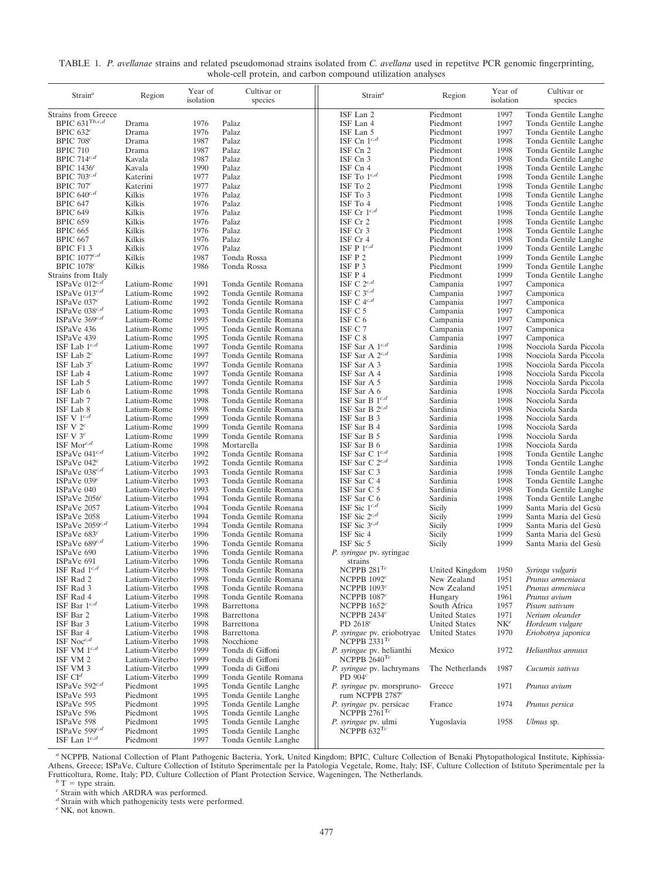TABLE 1. *P. avellanae* strains and related pseudomonad strains isolated from *C. avellana* used in repetitve PCR genomic fingerprinting, whole-cell protein, and carbon compound utilization analyses

| Strain[a] | Region | Year of isolation | Cultivar or species |
|---|---|---|---|
| Strains from Greece | | | |
| BPIC 631[T,b,c,d] | Drama | 1976 | Palaz |
| BPIC 632[c] | Drama | 1976 | Palaz |
| BPIC 708[c] | Drama | 1987 | Palaz |
| BPIC 710 | Drama | 1987 | Palaz |
| BPIC 714[c,d] | Kavala | 1987 | Palaz |
| BPIC 1436[c] | Kavala | 1990 | Palaz |
| BPIC 703[c,d] | Katerini | 1977 | Palaz |
| BPIC 707[c] | Katerini | 1977 | Palaz |
| BPIC 640[c,d] | Kilkis | 1976 | Palaz |
| BPIC 647 | Kilkis | 1976 | Palaz |
| BPIC 649 | Kilkis | 1976 | Palaz |
| BPIC 659 | Kilkis | 1976 | Palaz |
| BPIC 665 | Kilkis | 1976 | Palaz |
| BPIC 667 | Kilkis | 1976 | Palaz |
| BPIC F1 3 | Kilkis | 1976 | Palaz |
| BPIC 1077[c,d] | Kilkis | 1987 | Tonda Rossa |
| BPIC 1078[c] | Kilkis | 1986 | Tonda Rossa |
| Strains from Italy | | | |
| ISPaVe 012[c,d] | Latium-Rome | 1991 | Tonda Gentile Romana |
| ISPaVe 013[c,d] | Latium-Rome | 1992 | Tonda Gentile Romana |
| ISPaVe 037[c] | Latium-Rome | 1992 | Tonda Gentile Romana |
| ISPaVe 038[c,d] | Latium-Rome | 1993 | Tonda Gentile Romana |
| ISPaVe 369[c,d] | Latium-Rome | 1995 | Tonda Gentile Romana |
| ISPaVe 436 | Latium-Rome | 1995 | Tonda Gentile Romana |
| ISPaVe 439 | Latium-Rome | 1995 | Tonda Gentile Romana |
| ISF Lab 1[c,d] | Latium-Rome | 1997 | Tonda Gentile Romana |
| ISF Lab 2[c] | Latium-Rome | 1997 | Tonda Gentile Romana |
| ISF Lab 3[c] | Latium-Rome | 1997 | Tonda Gentile Romana |
| ISF Lab 4 | Latium-Rome | 1997 | Tonda Gentile Romana |
| ISF Lab 5 | Latium-Rome | 1997 | Tonda Gentile Romana |
| ISF Lab 6 | Latium-Rome | 1998 | Tonda Gentile Romana |
| ISF Lab 7 | Latium-Rome | 1998 | Tonda Gentile Romana |
| ISF Lab 8 | Latium-Rome | 1998 | Tonda Gentile Romana |
| ISF V 1[c,d] | Latium-Rome | 1999 | Tonda Gentile Romana |
| ISF V 2[c] | Latium-Rome | 1999 | Tonda Gentile Romana |
| ISF V 3[c] | Latium-Rome | 1999 | Tonda Gentile Romana |
| ISF Mor[c,d] | Latium-Rome | 1998 | Mortarella |
| ISPaVe 041[c,d] | Latium-Viterbo | 1992 | Tonda Gentile Romana |
| ISPaVe 042[c] | Latium-Viterbo | 1992 | Tonda Gentile Romana |
| ISPaVe 038[c,d] | Latium-Viterbo | 1993 | Tonda Gentile Romana |
| ISPaVe 039[c] | Latium-Viterbo | 1993 | Tonda Gentile Romana |
| ISPaVe 040 | Latium-Viterbo | 1993 | Tonda Gentile Romana |
| ISPaVe 2056[c] | Latium-Viterbo | 1994 | Tonda Gentile Romana |
| ISPaVe 2057 | Latium-Viterbo | 1994 | Tonda Gentile Romana |
| ISPaVe 2058 | Latium-Viterbo | 1994 | Tonda Gentile Romana |
| ISPaVe 2059[c,d] | Latium-Viterbo | 1994 | Tonda Gentile Romana |
| ISPaVe 683[c] | Latium-Viterbo | 1996 | Tonda Gentile Romana |
| ISPaVe 689[c,d] | Latium-Viterbo | 1996 | Tonda Gentile Romana |
| ISPaVe 690 | Latium-Viterbo | 1996 | Tonda Gentile Romana |
| ISPaVe 691 | Latium-Viterbo | 1996 | Tonda Gentile Romana |
| ISF Rad 1[c,d] | Latium-Viterbo | 1998 | Tonda Gentile Romana |
| ISF Rad 2 | Latium-Viterbo | 1998 | Tonda Gentile Romana |
| ISF Rad 3 | Latium-Viterbo | 1998 | Tonda Gentile Romana |
| ISF Rad 4 | Latium-Viterbo | 1998 | Tonda Gentile Romana |
| ISF Bar 1[c,d] | Latium-Viterbo | 1998 | Barrettona |
| ISF Bar 2 | Latium-Viterbo | 1998 | Barrettona |
| ISF Bar 3 | Latium-Viterbo | 1998 | Barrettona |
| ISF Bar 4 | Latium-Viterbo | 1998 | Barrettona |
| ISF Noc[c,d] | Latium-Viterbo | 1998 | Nocchione |
| ISF VM 1[c,d] | Latium-Viterbo | 1999 | Tonda di Giffoni |
| ISF VM 2 | Latium-Viterbo | 1999 | Tonda di Giffoni |
| ISF VM 3 | Latium-Viterbo | 1999 | Tonda di Giffoni |
| ISF CI[d] | Latium-Viterbo | 1999 | Tonda Gentile Romana |
| ISPaVe 592[c,d] | Piedmont | 1995 | Tonda Gentile Langhe |
| ISPaVe 593 | Piedmont | 1995 | Tonda Gentile Langhe |
| ISPaVe 595 | Piedmont | 1995 | Tonda Gentile Langhe |
| ISPaVe 596 | Piedmont | 1995 | Tonda Gentile Langhe |
| ISPaVe 598 | Piedmont | 1995 | Tonda Gentile Langhe |
| ISPaVe 599[c,d] | Piedmont | 1995 | Tonda Gentile Langhe |
| ISF Lan 1[c,d] | Piedmont | 1997 | Tonda Gentile Langhe |
| ISF Lan 2 | Piedmont | 1997 | Tonda Gentile Langhe |
| ISF Lan 4 | Piedmont | 1997 | Tonda Gentile Langhe |
| ISF Lan 5 | Piedmont | 1997 | Tonda Gentile Langhe |
| ISF Cn 1[c,d] | Piedmont | 1998 | Tonda Gentile Langhe |
| ISF Cn 2 | Piedmont | 1998 | Tonda Gentile Langhe |
| ISF Cn 3 | Piedmont | 1998 | Tonda Gentile Langhe |
| ISF Cn 4 | Piedmont | 1998 | Tonda Gentile Langhe |
| ISF To 1[c,d] | Piedmont | 1998 | Tonda Gentile Langhe |
| ISF To 2 | Piedmont | 1998 | Tonda Gentile Langhe |
| ISF To 3 | Piedmont | 1998 | Tonda Gentile Langhe |
| ISF To 4 | Piedmont | 1998 | Tonda Gentile Langhe |
| ISF Cr 1[c,d] | Piedmont | 1998 | Tonda Gentile Langhe |
| ISF Cr 2 | Piedmont | 1998 | Tonda Gentile Langhe |
| ISF Cr 3 | Piedmont | 1998 | Tonda Gentile Langhe |
| ISF Cr 4 | Piedmont | 1998 | Tonda Gentile Langhe |
| ISF P 1[c,d] | Piedmont | 1999 | Tonda Gentile Langhe |
| ISF P 2 | Piedmont | 1999 | Tonda Gentile Langhe |
| ISF P 3 | Piedmont | 1999 | Tonda Gentile Langhe |
| ISF P 4 | Piedmont | 1999 | Tonda Gentile Langhe |
| ISF C 2[c,d] | Campania | 1997 | Camponica |
| ISF C 3[c,d] | Campania | 1997 | Camponica |
| ISF C 4[c,d] | Campania | 1997 | Camponica |
| ISF C 5 | Campania | 1997 | Camponica |
| ISF C 6 | Campania | 1997 | Camponica |
| ISF C 7 | Campania | 1997 | Camponica |
| ISF C 8 | Campania | 1997 | Camponica |
| ISF Sar A 1[c,d] | Sardinia | 1998 | Nocciola Sarda Piccola |
| ISF Sar A 2[c,d] | Sardinia | 1998 | Nocciola Sarda Piccola |
| ISF Sar A 3 | Sardinia | 1998 | Nocciola Sarda Piccola |
| ISF Sar A 4 | Sardinia | 1998 | Nocciola Sarda Piccola |
| ISF Sar A 5 | Sardinia | 1998 | Nocciola Sarda Piccola |
| ISF Sar A 6 | Sardinia | 1998 | Nocciola Sarda Piccola |
| ISF Sar B 1[c,d] | Sardinia | 1998 | Nocciola Sarda |
| ISF Sar B 2[c,d] | Sardinia | 1998 | Nocciola Sarda |
| ISF Sar B 3 | Sardinia | 1998 | Nocciola Sarda |
| ISF Sar B 4 | Sardinia | 1998 | Nocciola Sarda |
| ISF Sar B 5 | Sardinia | 1998 | Nocciola Sarda |
| ISF Sar B 6 | Sardinia | 1998 | Nocciola Sarda |
| ISF Sar C 1[c,d] | Sardinia | 1998 | Tonda Gentile Langhe |
| ISF Sar C 2[c,d] | Sardinia | 1998 | Tonda Gentile Langhe |
| ISF Sar C 3 | Sardinia | 1998 | Tonda Gentile Langhe |
| ISF Sar C 4 | Sardinia | 1998 | Tonda Gentile Langhe |
| ISF Sar C 5 | Sardinia | 1998 | Tonda Gentile Langhe |
| ISF Sar C 6 | Sardinia | 1998 | Tonda Gentile Langhe |
| ISF Sic 1[c,d] | Sicily | 1999 | Santa Maria del Gesù |
| ISF Sic 2[c,d] | Sicily | 1999 | Santa Maria del Gesù |
| ISF Sic 3[c,d] | Sicily | 1999 | Santa Maria del Gesù |
| ISF Sic 4 | Sicily | 1999 | Santa Maria del Gesù |
| ISF Sic 5 | Sicily | 1999 | Santa Maria del Gesù |
| *P. syringae* pv. syringae strains | | | |
| NCPPB 281[Tc] | United Kingdom | 1950 | *Syringa vulgaris* |
| NCPPB 1092[c] | New Zealand | 1951 | *Prunus armeniaca* |
| NCPPB 1093[c] | New Zealand | 1951 | *Prunus armeniaca* |
| NCPPB 1087[c] | Hungary | 1961 | *Prunus avium* |
| NCPPB 1652[c] | South Africa | 1957 | *Pisum sativum* |
| NCPPB 2434[c] | United States | 1971 | *Nerium oleander* |
| PD 2618[c] | United States | NK[e] | *Hordeum vulgare* |
| *P. syringae* pv. eriobotryae NCPPB 2331[Tc] | United States | 1970 | *Eriobotrya japonica* |
| *P. syringae* pv. helianthi NCPPB 2640[Tc] | Mexico | 1972 | *Helianthus annuus* |
| *P. syringae* pv. lachrymans PD 904[c] | The Netherlands | 1987 | *Cucumis sativus* |
| *P. syringae* pv. morsprunorum NCPPB 2787[c] | Greece | 1971 | *Prunus avium* |
| *P. syringae* pv. persicae NCPPB 2761[Tc] | France | 1974 | *Prunus persica* |
| *P. syringae* pv. ulmi NCPPB 632[Tc] | Yugoslavia | 1958 | *Ulmus* sp. |

[a] NCPPB, National Collection of Plant Pathogenic Bacteria, York, United Kingdom; BPIC, Culture Collection of Benaki Phytopathological Institute, Kiphissia-Athens, Greece; ISPaVe, Culture Collection of Istituto Sperimentale per la Patologia Vegetale, Rome, Italy; ISF, Culture Collection of Istituto Sperimentale per la Frutticoltura, Rome, Italy; PD, Culture Collection of Plant Protection Service, Wageningen, The Netherlands.

[b] T = type strain.

[c] Strain with which ARDRA was performed.

[d] Strain with which pathogenicity tests were performed.

[e] NK, not known.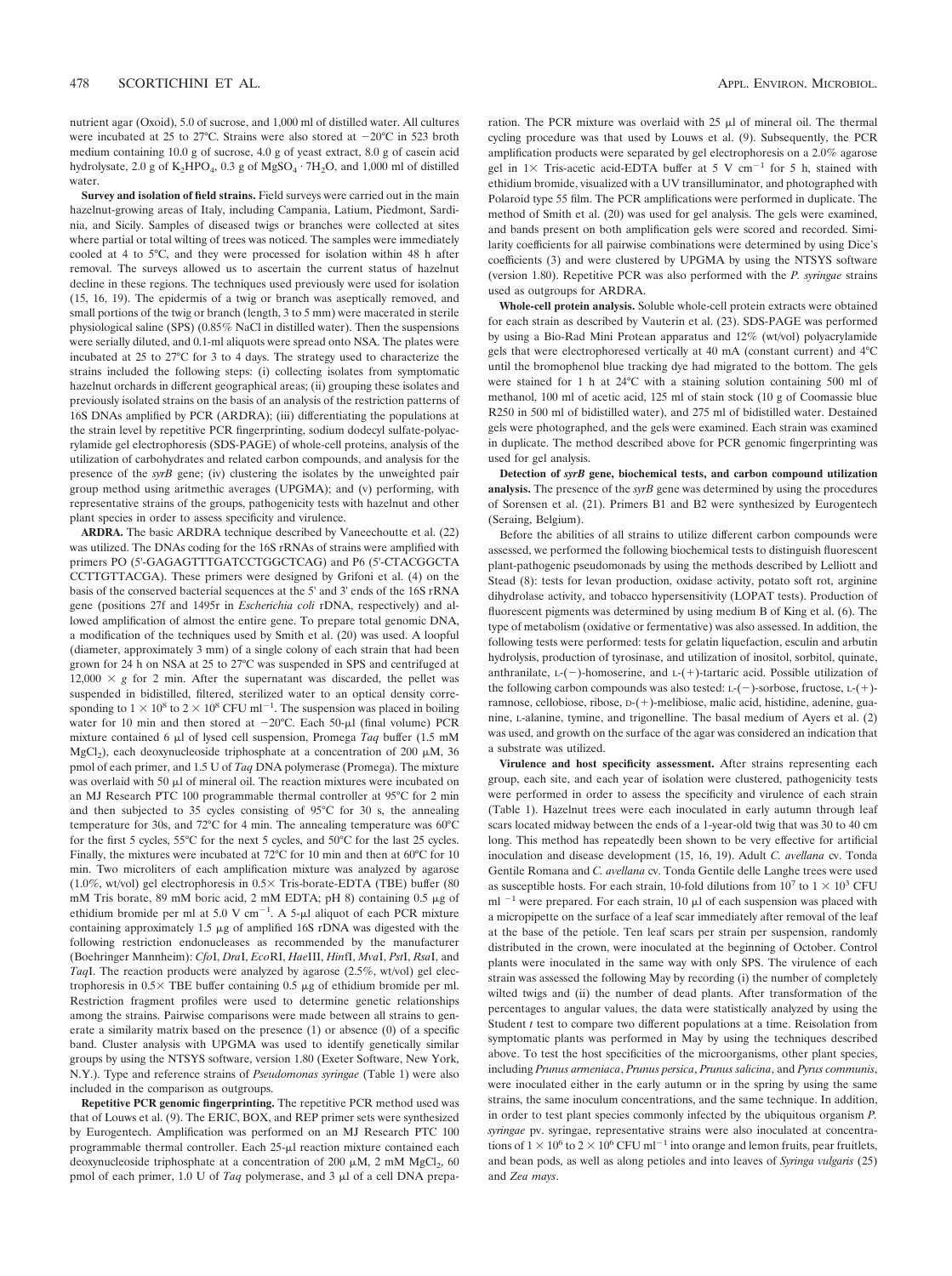nutrient agar (Oxoid), 5.0 of sucrose, and 1,000 ml of distilled water. All cultures were incubated at 25 to 27°C. Strains were also stored at −20°C in 523 broth medium containing 10.0 g of sucrose, 4.0 g of yeast extract, 8.0 g of casein acid hydrolysate, 2.0 g of $K_2HPO_4$, 0.3 g of $MgSO_4 \cdot 7H_2O$, and 1,000 ml of distilled water.

**Survey and isolation of field strains.** Field surveys were carried out in the main hazelnut-growing areas of Italy, including Campania, Latium, Piedmont, Sardinia, and Sicily. Samples of diseased twigs or branches were collected at sites where partial or total wilting of trees was noticed. The samples were immediately cooled at 4 to 5°C, and they were processed for isolation within 48 h after removal. The surveys allowed us to ascertain the current status of hazelnut decline in these regions. The techniques used previously were used for isolation (15, 16, 19). The epidermis of a twig or branch was aseptically removed, and small portions of the twig or branch (length, 3 to 5 mm) were macerated in sterile physiological saline (SPS) (0.85% NaCl in distilled water). Then the suspensions were serially diluted, and 0.1-ml aliquots were spread onto NSA. The plates were incubated at 25 to 27°C for 3 to 4 days. The strategy used to characterize the strains included the following steps: (i) collecting isolates from symptomatic hazelnut orchards in different geographical areas; (ii) grouping these isolates and previously isolated strains on the basis of an analysis of the restriction patterns of 16S DNAs amplified by PCR (ARDRA); (iii) differentiating the populations at the strain level by repetitive PCR fingerprinting, sodium dodecyl sulfate-polyacrylamide gel electrophoresis (SDS-PAGE) of whole-cell proteins, analysis of the utilization of carbohydrates and related carbon compounds, and analysis for the presence of the *syrB* gene; (iv) clustering the isolates by the unweighted pair group method using aritmethic averages (UPGMA); and (v) performing, with representative strains of the groups, pathogenicity tests with hazelnut and other plant species in order to assess specificity and virulence.

**ARDRA.** The basic ARDRA technique described by Vaneechoutte et al. (22) was utilized. The DNAs coding for the 16S rRNAs of strains were amplified with primers PO (5′-GAGAGTTTGATCCTGGCTCAG) and P6 (5′-CTACGGCTACCTTGTTACGA). These primers were designed by Grifoni et al. (4) on the basis of the conserved bacterial sequences at the 5′ and 3′ ends of the 16S rRNA gene (positions 27f and 1495r in *Escherichia coli* rDNA, respectively) and allowed amplification of almost the entire gene. To prepare total genomic DNA, a modification of the techniques used by Smith et al. (20) was used. A loopful (diameter, approximately 3 mm) of a single colony of each strain that had been grown for 24 h on NSA at 25 to 27°C was suspended in SPS and centrifuged at 12,000 × *g* for 2 min. After the supernatant was discarded, the pellet was suspended in bidistilled, filtered, sterilized water to an optical density corresponding to $1 \times 10^8$ to $2 \times 10^8$ CFU $ml^{-1}$. The suspension was placed in boiling water for 10 min and then stored at −20°C. Each 50-μl (final volume) PCR mixture contained 6 μl of lysed cell suspension, Promega *Taq* buffer (1.5 mM $MgCl_2$), each deoxynucleoside triphosphate at a concentration of 200 μM, 36 pmol of each primer, and 1.5 U of *Taq* DNA polymerase (Promega). The mixture was overlaid with 50 μl of mineral oil. The reaction mixtures were incubated on an MJ Research PTC 100 programmable thermal controller at 95°C for 2 min and then subjected to 35 cycles consisting of 95°C for 30 s, the annealing temperature for 30s, and 72°C for 4 min. The annealing temperature was 60°C for the first 5 cycles, 55°C for the next 5 cycles, and 50°C for the last 25 cycles. Finally, the mixtures were incubated at 72°C for 10 min and then at 60°C for 10 min. Two microliters of each amplification mixture was analyzed by agarose (1.0%, wt/vol) gel electrophoresis in 0.5× Tris-borate-EDTA (TBE) buffer (80 mM Tris borate, 89 mM boric acid, 2 mM EDTA; pH 8) containing 0.5 μg of ethidium bromide per ml at 5.0 V $cm^{-1}$. A 5-μl aliquot of each PCR mixture containing approximately 1.5 μg of amplified 16S rDNA was digested with the following restriction endonucleases as recommended by the manufacturer (Boehringer Mannheim): *Cfo*I, *Dra*I, *Eco*RI, *Hae*III, *Hin*fI, *Mva*I, *Pst*I, *Rsa*I, and *Taq*I. The reaction products were analyzed by agarose (2.5%, wt/vol) gel electrophoresis in 0.5× TBE buffer containing 0.5 μg of ethidium bromide per ml. Restriction fragment profiles were used to determine genetic relationships among the strains. Pairwise comparisons were made between all strains to generate a similarity matrix based on the presence (1) or absence (0) of a specific band. Cluster analysis with UPGMA was used to identify genetically similar groups by using the NTSYS software, version 1.80 (Exeter Software, New York, N.Y.). Type and reference strains of *Pseudomonas syringae* (Table 1) were also included in the comparison as outgroups.

**Repetitive PCR genomic fingerprinting.** The repetitive PCR method used was that of Louws et al. (9). The ERIC, BOX, and REP primer sets were synthesized by Eurogentech. Amplification was performed on an MJ Research PTC 100 programmable thermal controller. Each 25-μl reaction mixture contained each deoxynucleoside triphosphate at a concentration of 200 μM, 2 mM $MgCl_2$, 60 pmol of each primer, 1.0 U of *Taq* polymerase, and 3 μl of a cell DNA preparation. The PCR mixture was overlaid with 25 μl of mineral oil. The thermal cycling procedure was that used by Louws et al. (9). Subsequently, the PCR amplification products were separated by gel electrophoresis on a 2.0% agarose gel in 1× Tris-acetic acid-EDTA buffer at 5 V $cm^{-1}$ for 5 h, stained with ethidium bromide, visualized with a UV transilluminator, and photographed with Polaroid type 55 film. The PCR amplifications were performed in duplicate. The method of Smith et al. (20) was used for gel analysis. The gels were examined, and bands present on both amplification gels were scored and recorded. Similarity coefficients for all pairwise combinations were determined by using Dice's coefficients (3) and were clustered by UPGMA by using the NTSYS software (version 1.80). Repetitive PCR was also performed with the *P. syringae* strains used as outgroups for ARDRA.

**Whole-cell protein analysis.** Soluble whole-cell protein extracts were obtained for each strain as described by Vauterin et al. (23). SDS-PAGE was performed by using a Bio-Rad Mini Protean apparatus and 12% (wt/vol) polyacrylamide gels that were electrophoresed vertically at 40 mA (constant current) and 4°C until the bromophenol blue tracking dye had migrated to the bottom. The gels were stained for 1 h at 24°C with a staining solution containing 500 ml of methanol, 100 ml of acetic acid, 125 ml of stain stock (10 g of Coomassie blue R250 in 500 ml of bidistilled water), and 275 ml of bidistilled water. Destained gels were photographed, and the gels were examined. Each strain was examined in duplicate. The method described above for PCR genomic fingerprinting was used for gel analysis.

**Detection of *syrB* gene, biochemical tests, and carbon compound utilization analysis.** The presence of the *syrB* gene was determined by using the procedures of Sorensen et al. (21). Primers B1 and B2 were synthesized by Eurogentech (Seraing, Belgium).

Before the abilities of all strains to utilize different carbon compounds were assessed, we performed the following biochemical tests to distinguish fluorescent plant-pathogenic pseudomonads by using the methods described by Lelliott and Stead (8): tests for levan production, oxidase activity, potato soft rot, arginine dihydrolase activity, and tobacco hypersensitivity (LOPAT tests). Production of fluorescent pigments was determined by using medium B of King et al. (6). The type of metabolism (oxidative or fermentative) was also assessed. In addition, the following tests were performed: tests for gelatin liquefaction, esculin and arbutin hydrolysis, production of tyrosinase, and utilization of inositol, sorbitol, quinate, anthranilate, L-(−)-homoserine, and L-(+)-tartaric acid. Possible utilization of the following carbon compounds was also tested: L-(−)-sorbose, fructose, L-(+)-ramnose, cellobiose, ribose, D-(+)-melibiose, malic acid, histidine, adenine, guanine, L-alanine, tymine, and trigonelline. The basal medium of Ayers et al. (2) was used, and growth on the surface of the agar was considered an indication that a substrate was utilized.

**Virulence and host specificity assessment.** After strains representing each group, each site, and each year of isolation were clustered, pathogenicity tests were performed in order to assess the specificity and virulence of each strain (Table 1). Hazelnut trees were each inoculated in early autumn through leaf scars located midway between the ends of a 1-year-old twig that was 30 to 40 cm long. This method has repeatedly been shown to be very effective for artificial inoculation and disease development (15, 16, 19). Adult *C. avellana* cv. Tonda Gentile Romana and *C. avellana* cv. Tonda Gentile delle Langhe trees were used as susceptible hosts. For each strain, 10-fold dilutions from $10^7$ to $1 \times 10^3$ CFU $ml^{-1}$ were prepared. For each strain, 10 μl of each suspension was placed with a micropipette on the surface of a leaf scar immediately after removal of the leaf at the base of the petiole. Ten leaf scars per strain per suspension, randomly distributed in the crown, were inoculated at the beginning of October. Control plants were inoculated in the same way with only SPS. The virulence of each strain was assessed the following May by recording (i) the number of completely wilted twigs and (ii) the number of dead plants. After transformation of the percentages to angular values, the data were statistically analyzed by using the Student *t* test to compare two different populations at a time. Reisolation from symptomatic plants was performed in May by using the techniques described above. To test the host specificities of the microorganisms, other plant species, including *Prunus armeniaca*, *Prunus persica*, *Prunus salicina*, and *Pyrus communis*, were inoculated either in the early autumn or in the spring by using the same strains, the same inoculum concentrations, and the same technique. In addition, in order to test plant species commonly infected by the ubiquitous organism *P. syringae* pv. syringae, representative strains were also inoculated at concentrations of $1 \times 10^6$ to $2 \times 10^6$ CFU $ml^{-1}$ into orange and lemon fruits, pear fruitlets, and bean pods, as well as along petioles and into leaves of *Syringa vulgaris* (25) and *Zea mays*.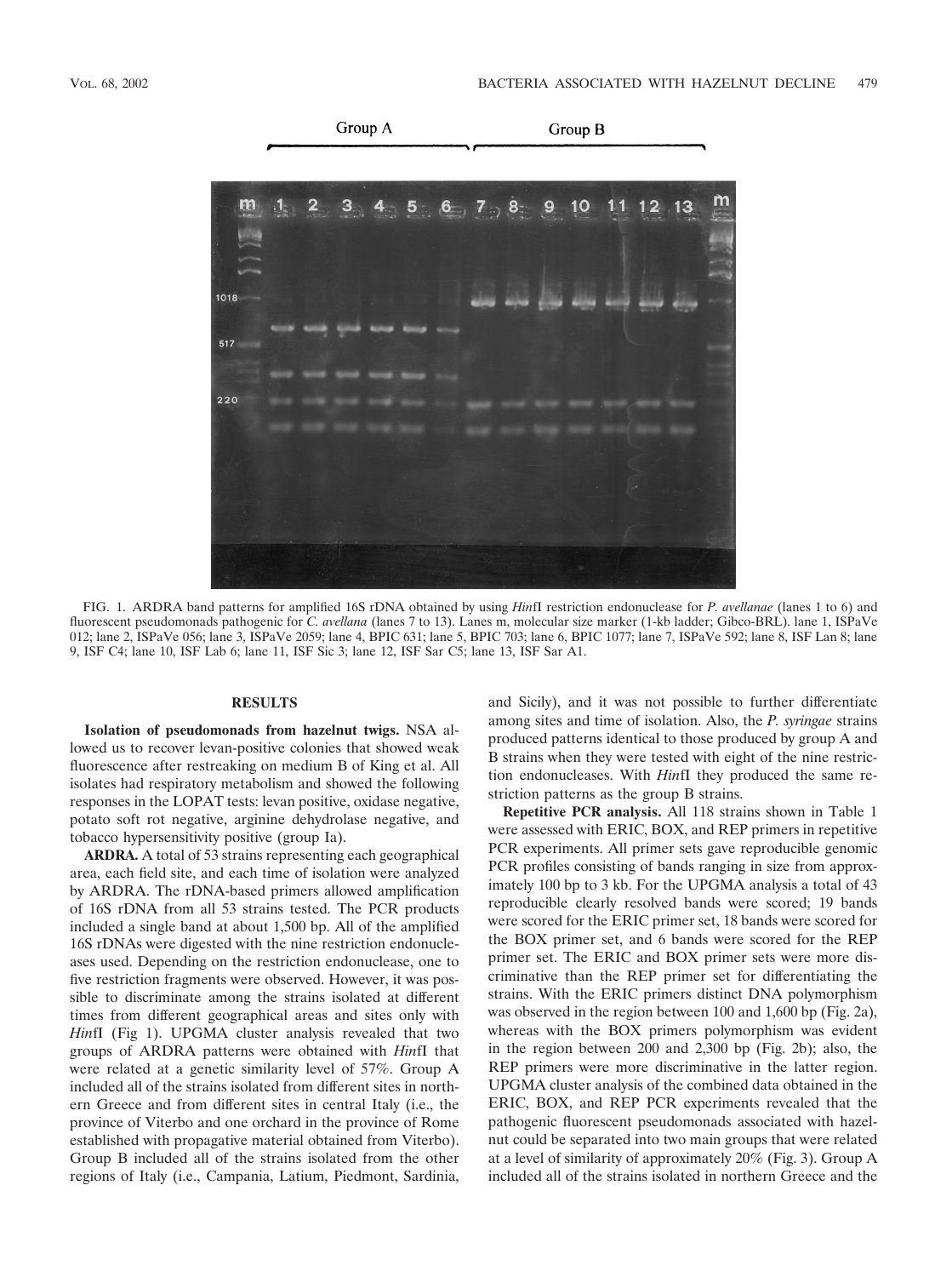FIG. 1. ARDRA band patterns for amplified 16S rDNA obtained by using *Hin*fI restriction endonuclease for *P. avellanae* (lanes 1 to 6) and fluorescent pseudomonads pathogenic for *C. avellana* (lanes 7 to 13). Lanes m, molecular size marker (1-kb ladder; Gibco-BRL). lane 1, ISPaVe 012; lane 2, ISPaVe 056; lane 3, ISPaVe 2059; lane 4, BPIC 631; lane 5, BPIC 703; lane 6, BPIC 1077; lane 7, ISPaVe 592; lane 8, ISF Lan 8; lane 9, ISF C4; lane 10, ISF Lab 6; lane 11, ISF Sic 3; lane 12, ISF Sar C5; lane 13, ISF Sar A1.

## RESULTS

**Isolation of pseudomonads from hazelnut twigs.** NSA allowed us to recover levan-positive colonies that showed weak fluorescence after restreaking on medium B of King et al. All isolates had respiratory metabolism and showed the following responses in the LOPAT tests: levan positive, oxidase negative, potato soft rot negative, arginine dehydrolase negative, and tobacco hypersensitivity positive (group Ia).

**ARDRA.** A total of 53 strains representing each geographical area, each field site, and each time of isolation were analyzed by ARDRA. The rDNA-based primers allowed amplification of 16S rDNA from all 53 strains tested. The PCR products included a single band at about 1,500 bp. All of the amplified 16S rDNAs were digested with the nine restriction endonucleases used. Depending on the restriction endonuclease, one to five restriction fragments were observed. However, it was possible to discriminate among the strains isolated at different times from different geographical areas and sites only with *Hin*fI (Fig 1). UPGMA cluster analysis revealed that two groups of ARDRA patterns were obtained with *Hin*fI that were related at a genetic similarity level of 57%. Group A included all of the strains isolated from different sites in northern Greece and from different sites in central Italy (i.e., the province of Viterbo and one orchard in the province of Rome established with propagative material obtained from Viterbo). Group B included all of the strains isolated from the other regions of Italy (i.e., Campania, Latium, Piedmont, Sardinia, and Sicily), and it was not possible to further differentiate among sites and time of isolation. Also, the *P. syringae* strains produced patterns identical to those produced by group A and B strains when they were tested with eight of the nine restriction endonucleases. With *Hin*fI they produced the same restriction patterns as the group B strains.

**Repetitive PCR analysis.** All 118 strains shown in Table 1 were assessed with ERIC, BOX, and REP primers in repetitive PCR experiments. All primer sets gave reproducible genomic PCR profiles consisting of bands ranging in size from approximately 100 bp to 3 kb. For the UPGMA analysis a total of 43 reproducible clearly resolved bands were scored; 19 bands were scored for the ERIC primer set, 18 bands were scored for the BOX primer set, and 6 bands were scored for the REP primer set. The ERIC and BOX primer sets were more discriminative than the REP primer set for differentiating the strains. With the ERIC primers distinct DNA polymorphism was observed in the region between 100 and 1,600 bp (Fig. 2a), whereas with the BOX primers polymorphism was evident in the region between 200 and 2,300 bp (Fig. 2b); also, the REP primers were more discriminative in the latter region. UPGMA cluster analysis of the combined data obtained in the ERIC, BOX, and REP PCR experiments revealed that the pathogenic fluorescent pseudomonads associated with hazelnut could be separated into two main groups that were related at a level of similarity of approximately 20% (Fig. 3). Group A included all of the strains isolated in northern Greece and the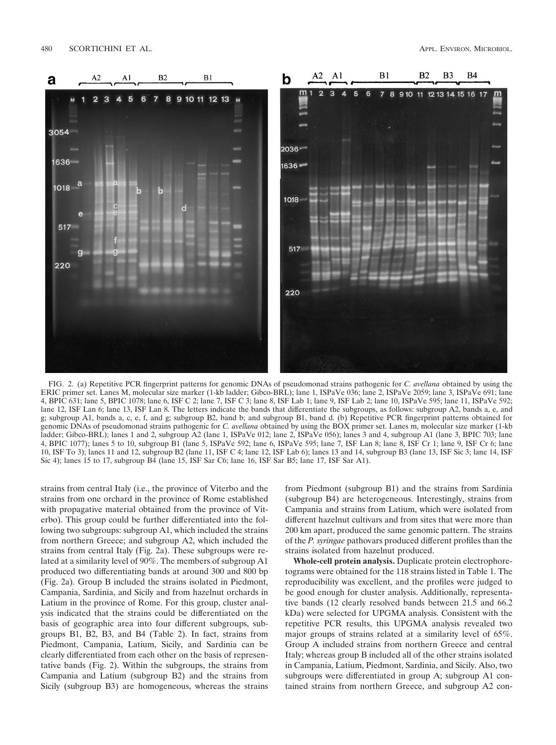FIG. 2. (a) Repetitive PCR fingerprint patterns for genomic DNAs of pseudomonad strains pathogenic for *C. avellana* obtained by using the ERIC primer set. Lanes M, molecular size marker (1-kb ladder; Gibco-BRL); lane 1, ISPaVe 036; lane 2, ISPaVe 2059; lane 3, ISPaVe 691; lane 4, BPIC 631; lane 5, BPIC 1078; lane 6, ISF C 2; lane 7, ISF C 3; lane 8, ISF Lab 1; lane 9, ISF Lab 2; lane 10, ISPaVe 595; lane 11, ISPaVe 592; lane 12, ISF Lan 6; lane 13, ISF Lan 8. The letters indicate the bands that differentiate the subgroups, as follows: subgroup A2, bands a, e, and g; subgroup A1, bands a, c, e, f, and g; subgroup B2, band b; and subgroup B1, band d. (b) Repetitive PCR fingerprint patterns obtained for genomic DNAs of pseudomonad strains pathogenic for *C. avellana* obtained by using the BOX primer set. Lanes m, molecular size marker (1-kb ladder; Gibco-BRL); lanes 1 and 2, subgroup A2 (lane 1, ISPaVe 012; lane 2, ISPaVe 056); lanes 3 and 4, subgroup A1 (lane 3, BPIC 703; lane 4, BPIC 1077); lanes 5 to 10, subgroup B1 (lane 5, ISPaVe 592; lane 6, ISPaVe 595; lane 7, ISF Lan 8; lane 8, ISF Cr 1; lane 9, ISF Cr 6; lane 10, ISF To 3); lanes 11 and 12, subgroup B2 (lane 11, ISF C 4; lane 12, ISF Lab 6); lanes 13 and 14, subgroup B3 (lane 13, ISF Sic 3; lane 14, ISF Sic 4); lanes 15 to 17, subgroup B4 (lane 15, ISF Sar C6; lane 16, ISF Sar B5; lane 17, ISF Sar A1).

strains from central Italy (i.e., the province of Viterbo and the strains from one orchard in the province of Rome established with propagative material obtained from the province of Viterbo). This group could be further differentiated into the following two subgroups: subgroup A1, which included the strains from northern Greece; and subgroup A2, which included the strains from central Italy (Fig. 2a). These subgroups were related at a similarity level of 90%. The members of subgroup A1 produced two differentiating bands at around 300 and 800 bp (Fig. 2a). Group B included the strains isolated in Piedmont, Campania, Sardinia, and Sicily and from hazelnut orchards in Latium in the province of Rome. For this group, cluster analysis indicated that the strains could be differentiated on the basis of geographic area into four different subgroups, subgroups B1, B2, B3, and B4 (Table 2). In fact, strains from Piedmont, Campania, Latium, Sicily, and Sardinia can be clearly differentiated from each other on the basis of representative bands (Fig. 2). Within the subgroups, the strains from Campania and Latium (subgroup B2) and the strains from Sicily (subgroup B3) are homogeneous, whereas the strains from Piedmont (subgroup B1) and the strains from Sardinia (subgroup B4) are heterogeneous. Interestingly, strains from Campania and strains from Latium, which were isolated from different hazelnut cultivars and from sites that were more than 200 km apart, produced the same genomic pattern. The strains of the *P. syringae* pathovars produced different profiles than the strains isolated from hazelnut produced.

**Whole-cell protein analysis.** Duplicate protein electrophoretograms were obtained for the 118 strains listed in Table 1. The reproducibility was excellent, and the profiles were judged to be good enough for cluster analysis. Additionally, representative bands (12 clearly resolved bands between 21.5 and 66.2 kDa) were selected for UPGMA analysis. Consistent with the repetitive PCR results, this UPGMA analysis revealed two major groups of strains related at a similarity level of 65%. Group A included strains from northern Greece and central Italy; whereas group B included all of the other strains isolated in Campania, Latium, Piedmont, Sardinia, and Sicily. Also, two subgroups were differentiated in group A; subgroup A1 contained strains from northern Greece, and subgroup A2 con-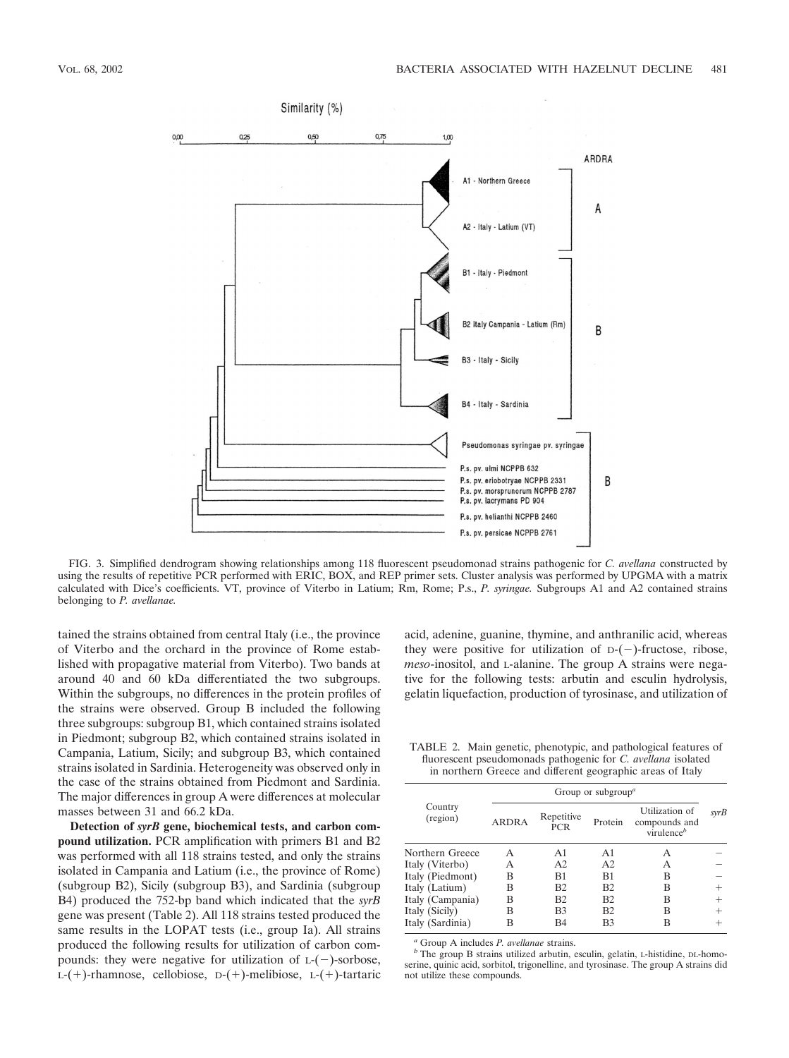FIG. 3. Simplified dendrogram showing relationships among 118 fluorescent pseudomonad strains pathogenic for *C. avellana* constructed by using the results of repetitive PCR performed with ERIC, BOX, and REP primer sets. Cluster analysis was performed by UPGMA with a matrix calculated with Dice's coefficients. VT, province of Viterbo in Latium; Rm, Rome; P.s., *P. syringae.* Subgroups A1 and A2 contained strains belonging to *P. avellanae.*

tained the strains obtained from central Italy (i.e., the province of Viterbo and the orchard in the province of Rome established with propagative material from Viterbo). Two bands at around 40 and 60 kDa differentiated the two subgroups. Within the subgroups, no differences in the protein profiles of the strains were observed. Group B included the following three subgroups: subgroup B1, which contained strains isolated in Piedmont; subgroup B2, which contained strains isolated in Campania, Latium, Sicily; and subgroup B3, which contained strains isolated in Sardinia. Heterogeneity was observed only in the case of the strains obtained from Piedmont and Sardinia. The major differences in group A were differences at molecular masses between 31 and 66.2 kDa.

**Detection of *syrB* gene, biochemical tests, and carbon compound utilization.** PCR amplification with primers B1 and B2 was performed with all 118 strains tested, and only the strains isolated in Campania and Latium (i.e., the province of Rome) (subgroup B2), Sicily (subgroup B3), and Sardinia (subgroup B4) produced the 752-bp band which indicated that the *syrB* gene was present (Table 2). All 118 strains tested produced the same results in the LOPAT tests (i.e., group Ia). All strains produced the following results for utilization of carbon compounds: they were negative for utilization of L-(−)-sorbose, L-(+)-rhamnose, cellobiose, D-(+)-melibiose, L-(+)-tartaric acid, adenine, guanine, thymine, and anthranilic acid, whereas they were positive for utilization of D-(−)-fructose, ribose, *meso*-inositol, and L-alanine. The group A strains were negative for the following tests: arbutin and esculin hydrolysis, gelatin liquefaction, production of tyrosinase, and utilization of

TABLE 2. Main genetic, phenotypic, and pathological features of fluorescent pseudomonads pathogenic for *C. avellana* isolated in northern Greece and different geographic areas of Italy

| Country (region) | Group or subgroup[a] | | | | *syrB* |
|---|---|---|---|---|---|
| | ARDRA | Repetitive PCR | Protein | Utilization of compounds and virulence[b] | |
| Northern Greece | A | A1 | A1 | A | − |
| Italy (Viterbo) | A | A2 | A2 | A | − |
| Italy (Piedmont) | B | B1 | B1 | B | − |
| Italy (Latium) | B | B2 | B2 | B | + |
| Italy (Campania) | B | B2 | B2 | B | + |
| Italy (Sicily) | B | B3 | B2 | B | + |
| Italy (Sardinia) | B | B4 | B3 | B | + |

[a] Group A includes *P. avellanae* strains.

[b] The group B strains utilized arbutin, esculin, gelatin, L-histidine, DL-homoserine, quinic acid, sorbitol, trigonelline, and tyrosinase. The group A strains did not utilize these compounds.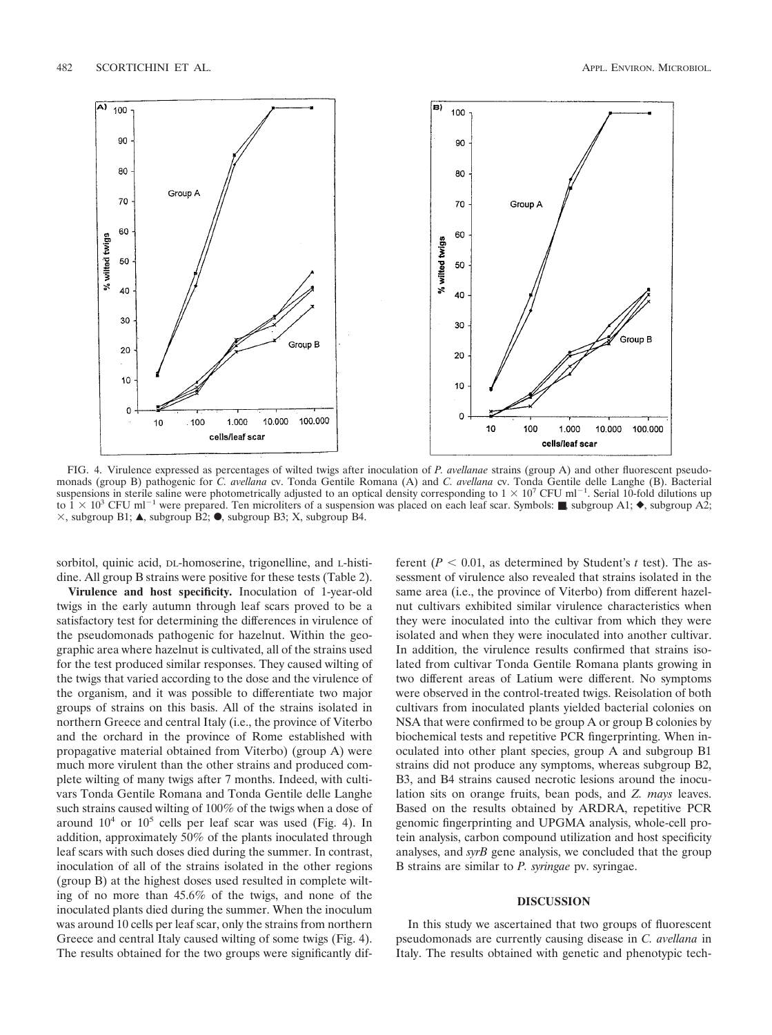FIG. 4. Virulence expressed as percentages of wilted twigs after inoculation of *P. avellanae* strains (group A) and other fluorescent pseudomonads (group B) pathogenic for *C. avellana* cv. Tonda Gentile Romana (A) and *C. avellana* cv. Tonda Gentile delle Langhe (B). Bacterial suspensions in sterile saline were photometrically adjusted to an optical density corresponding to $1 \times 10^7$ CFU ml$^{-1}$. Serial 10-fold dilutions up to $1 \times 10^3$ CFU ml$^{-1}$ were prepared. Ten microliters of a suspension was placed on each leaf scar. Symbols: ■, subgroup A1; ◆, subgroup A2; ×, subgroup B1; ▲, subgroup B2; ●, subgroup B3; X, subgroup B4.

sorbitol, quinic acid, DL-homoserine, trigonelline, and L-histidine. All group B strains were positive for these tests (Table 2).

**Virulence and host specificity.** Inoculation of 1-year-old twigs in the early autumn through leaf scars proved to be a satisfactory test for determining the differences in virulence of the pseudomonads pathogenic for hazelnut. Within the geographic area where hazelnut is cultivated, all of the strains used for the test produced similar responses. They caused wilting of the twigs that varied according to the dose and the virulence of the organism, and it was possible to differentiate two major groups of strains on this basis. All of the strains isolated in northern Greece and central Italy (i.e., the province of Viterbo and the orchard in the province of Rome established with propagative material obtained from Viterbo) (group A) were much more virulent than the other strains and produced complete wilting of many twigs after 7 months. Indeed, with cultivars Tonda Gentile Romana and Tonda Gentile delle Langhe such strains caused wilting of 100% of the twigs when a dose of around $10^4$ or $10^5$ cells per leaf scar was used (Fig. 4). In addition, approximately 50% of the plants inoculated through leaf scars with such doses died during the summer. In contrast, inoculation of all of the strains isolated in the other regions (group B) at the highest doses used resulted in complete wilting of no more than 45.6% of the twigs, and none of the inoculated plants died during the summer. When the inoculum was around 10 cells per leaf scar, only the strains from northern Greece and central Italy caused wilting of some twigs (Fig. 4). The results obtained for the two groups were significantly different ($P < 0.01$, as determined by Student's $t$ test). The assessment of virulence also revealed that strains isolated in the same area (i.e., the province of Viterbo) from different hazelnut cultivars exhibited similar virulence characteristics when they were inoculated into the cultivar from which they were isolated and when they were inoculated into another cultivar. In addition, the virulence results confirmed that strains isolated from cultivar Tonda Gentile Romana plants growing in two different areas of Latium were different. No symptoms were observed in the control-treated twigs. Reisolation of both cultivars from inoculated plants yielded bacterial colonies on NSA that were confirmed to be group A or group B colonies by biochemical tests and repetitive PCR fingerprinting. When inoculated into other plant species, group A and subgroup B1 strains did not produce any symptoms, whereas subgroup B2, B3, and B4 strains caused necrotic lesions around the inoculation sits on orange fruits, bean pods, and *Z. mays* leaves. Based on the results obtained by ARDRA, repetitive PCR genomic fingerprinting and UPGMA analysis, whole-cell protein analysis, carbon compound utilization and host specificity analyses, and *syrB* gene analysis, we concluded that the group B strains are similar to *P. syringae* pv. syringae.

## DISCUSSION

In this study we ascertained that two groups of fluorescent pseudomonads are currently causing disease in *C. avellana* in Italy. The results obtained with genetic and phenotypic tech-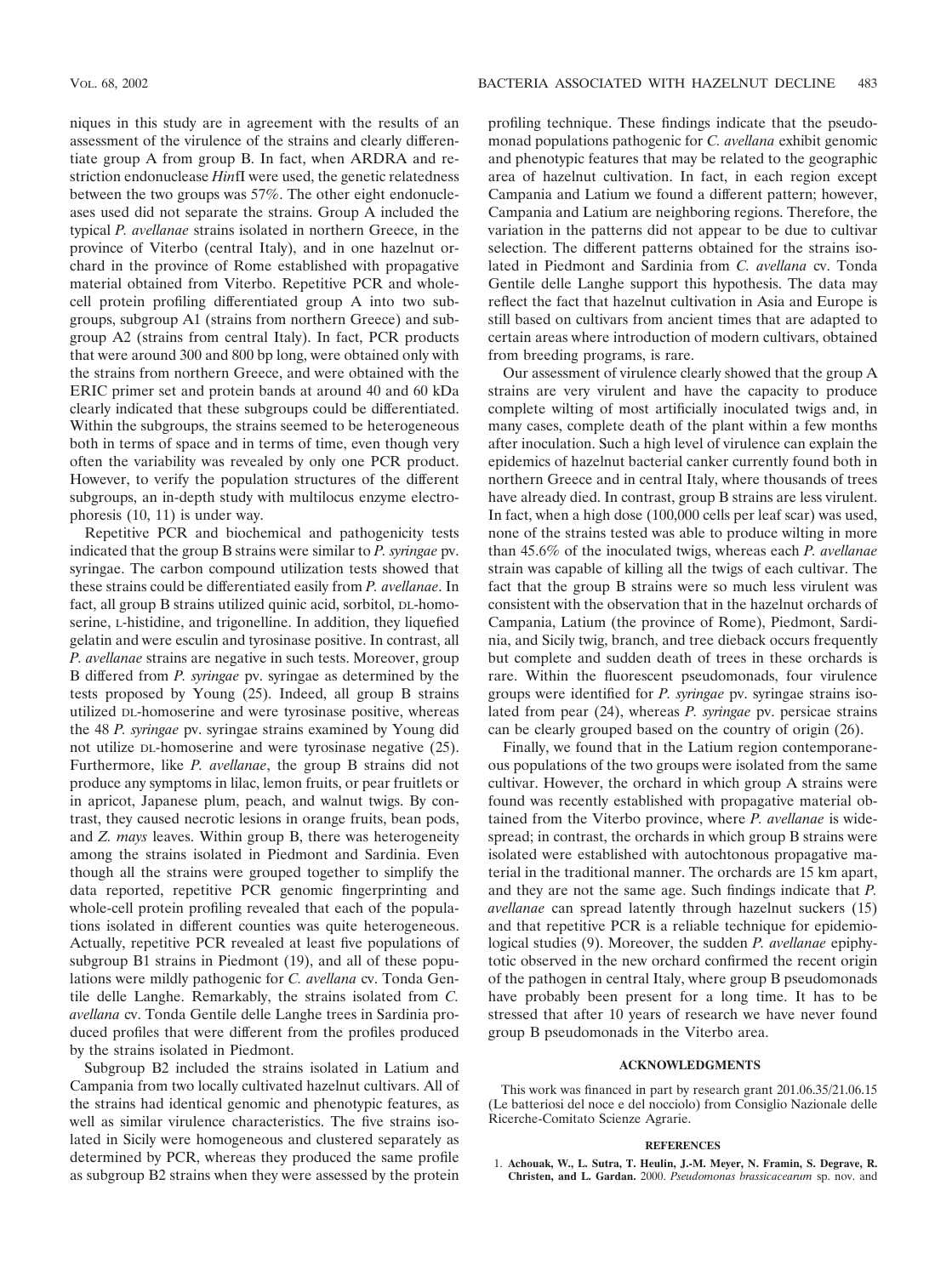niques in this study are in agreement with the results of an assessment of the virulence of the strains and clearly differentiate group A from group B. In fact, when ARDRA and restriction endonuclease *Hin*fI were used, the genetic relatedness between the two groups was 57%. The other eight endonucleases used did not separate the strains. Group A included the typical *P. avellanae* strains isolated in northern Greece, in the province of Viterbo (central Italy), and in one hazelnut orchard in the province of Rome established with propagative material obtained from Viterbo. Repetitive PCR and whole-cell protein profiling differentiated group A into two subgroups, subgroup A1 (strains from northern Greece) and subgroup A2 (strains from central Italy). In fact, PCR products that were around 300 and 800 bp long, were obtained only with the strains from northern Greece, and were obtained with the ERIC primer set and protein bands at around 40 and 60 kDa clearly indicated that these subgroups could be differentiated. Within the subgroups, the strains seemed to be heterogeneous both in terms of space and in terms of time, even though very often the variability was revealed by only one PCR product. However, to verify the population structures of the different subgroups, an in-depth study with multilocus enzyme electrophoresis (10, 11) is under way.

Repetitive PCR and biochemical and pathogenicity tests indicated that the group B strains were similar to *P. syringae* pv. syringae. The carbon compound utilization tests showed that these strains could be differentiated easily from *P. avellanae*. In fact, all group B strains utilized quinic acid, sorbitol, DL-homoserine, L-histidine, and trigonelline. In addition, they liquefied gelatin and were esculin and tyrosinase positive. In contrast, all *P. avellanae* strains are negative in such tests. Moreover, group B differed from *P. syringae* pv. syringae as determined by the tests proposed by Young (25). Indeed, all group B strains utilized DL-homoserine and were tyrosinase positive, whereas the 48 *P. syringae* pv. syringae strains examined by Young did not utilize DL-homoserine and were tyrosinase negative (25). Furthermore, like *P. avellanae*, the group B strains did not produce any symptoms in lilac, lemon fruits, or pear fruitlets or in apricot, Japanese plum, peach, and walnut twigs. By contrast, they caused necrotic lesions in orange fruits, bean pods, and *Z. mays* leaves. Within group B, there was heterogeneity among the strains isolated in Piedmont and Sardinia. Even though all the strains were grouped together to simplify the data reported, repetitive PCR genomic fingerprinting and whole-cell protein profiling revealed that each of the populations isolated in different counties was quite heterogeneous. Actually, repetitive PCR revealed at least five populations of subgroup B1 strains in Piedmont (19), and all of these populations were mildly pathogenic for *C. avellana* cv. Tonda Gentile delle Langhe. Remarkably, the strains isolated from *C. avellana* cv. Tonda Gentile delle Langhe trees in Sardinia produced profiles that were different from the profiles produced by the strains isolated in Piedmont.

Subgroup B2 included the strains isolated in Latium and Campania from two locally cultivated hazelnut cultivars. All of the strains had identical genomic and phenotypic features, as well as similar virulence characteristics. The five strains isolated in Sicily were homogeneous and clustered separately as determined by PCR, whereas they produced the same profile as subgroup B2 strains when they were assessed by the protein profiling technique. These findings indicate that the pseudomonad populations pathogenic for *C. avellana* exhibit genomic and phenotypic features that may be related to the geographic area of hazelnut cultivation. In fact, in each region except Campania and Latium we found a different pattern; however, Campania and Latium are neighboring regions. Therefore, the variation in the patterns did not appear to be due to cultivar selection. The different patterns obtained for the strains isolated in Piedmont and Sardinia from *C. avellana* cv. Tonda Gentile delle Langhe support this hypothesis. The data may reflect the fact that hazelnut cultivation in Asia and Europe is still based on cultivars from ancient times that are adapted to certain areas where introduction of modern cultivars, obtained from breeding programs, is rare.

Our assessment of virulence clearly showed that the group A strains are very virulent and have the capacity to produce complete wilting of most artificially inoculated twigs and, in many cases, complete death of the plant within a few months after inoculation. Such a high level of virulence can explain the epidemics of hazelnut bacterial canker currently found both in northern Greece and in central Italy, where thousands of trees have already died. In contrast, group B strains are less virulent. In fact, when a high dose (100,000 cells per leaf scar) was used, none of the strains tested was able to produce wilting in more than 45.6% of the inoculated twigs, whereas each *P. avellanae* strain was capable of killing all the twigs of each cultivar. The fact that the group B strains were so much less virulent was consistent with the observation that in the hazelnut orchards of Campania, Latium (the province of Rome), Piedmont, Sardinia, and Sicily twig, branch, and tree dieback occurs frequently but complete and sudden death of trees in these orchards is rare. Within the fluorescent pseudomonads, four virulence groups were identified for *P. syringae* pv. syringae strains isolated from pear (24), whereas *P. syringae* pv. persicae strains can be clearly grouped based on the country of origin (26).

Finally, we found that in the Latium region contemporaneous populations of the two groups were isolated from the same cultivar. However, the orchard in which group A strains were found was recently established with propagative material obtained from the Viterbo province, where *P. avellanae* is widespread; in contrast, the orchards in which group B strains were isolated were established with autochtonous propagative material in the traditional manner. The orchards are 15 km apart, and they are not the same age. Such findings indicate that *P. avellanae* can spread latently through hazelnut suckers (15) and that repetitive PCR is a reliable technique for epidemiological studies (9). Moreover, the sudden *P. avellanae* epiphytotic observed in the new orchard confirmed the recent origin of the pathogen in central Italy, where group B pseudomonads have probably been present for a long time. It has to be stressed that after 10 years of research we have never found group B pseudomonads in the Viterbo area.

## ACKNOWLEDGMENTS

This work was financed in part by research grant 201.06.35/21.06.15 (Le batteriosi del noce e del nocciolo) from Consiglio Nazionale delle Ricerche-Comitato Scienze Agrarie.

## REFERENCES

1. **Achouak, W., L. Sutra, T. Heulin, J.-M. Meyer, N. Framin, S. Degrave, R. Christen, and L. Gardan.** 2000. *Pseudomonas brassicacearum* sp. nov. and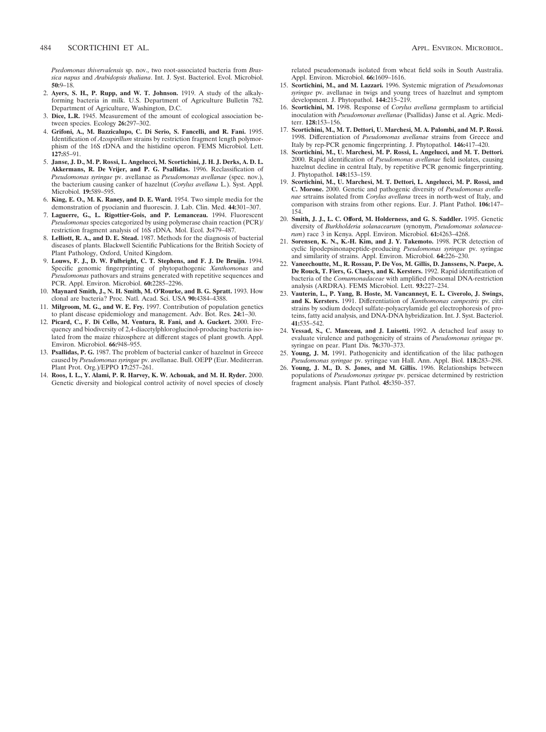*Psedomonas thivervalensis* sp. nov., two root-associated bacteria from *Brassica napus* and *Arabidopsis thaliana*. Int. J. Syst. Bacteriol. Evol. Microbiol. **50:**9–18.

2. **Ayers, S. H., P. Rupp, and W. T. Johnson.** 1919. A study of the alkaly-forming bacteria in milk. U.S. Department of Agriculture Bulletin 782. Department of Agriculture, Washington, D.C.
3. **Dice, L.R.** 1945. Measurement of the amount of ecological association between species. Ecology **26:**297–302.
4. **Grifoni, A., M. Bazzicalupo, C. Di Serio, S. Fancelli, and R. Fani.** 1995. Identification of *Azospirillum* strains by restriction fragment length polymorphism of the 16S rDNA and the histidine operon. FEMS Microbiol. Lett. **127:**85–91.
5. **Janse, J. D., M. P. Rossi, L. Angelucci, M. Scortichini, J. H. J. Derks, A. D. L. Akkermans, R. De Vrijer, and P. G. Psallidas.** 1996. Reclassification of *Pseudomonas syringae* pv. avellanae as *Pseudomonas avellanae* (spec. nov.), the bacterium causing canker of hazelnut (*Corylus avellana* L.). Syst. Appl. Microbiol. **19:**589–595.
6. **King, E. O., M. K. Raney, and D. E. Ward.** 1954. Two simple media for the demonstration of pyocianin and fluorescin. J. Lab. Clin. Med. **44:**301–307.
7. **Laguerre, G., L. Rigottier-Gois, and P. Lemanceau.** 1994. Fluorescent *Pseudomonas* species categorized by using polymerase chain reaction (PCR)/restriction fragment analysis of 16S rDNA. Mol. Ecol. **3:**479–487.
8. **Lelliott, R. A., and D. E. Stead.** 1987. Methods for the diagnosis of bacterial diseases of plants. Blackwell Scientific Publications for the British Society of Plant Pathology, Oxford, United Kingdom.
9. **Louws, F. J., D. W. Fulbright, C. T. Stephens, and F. J. De Bruijn.** 1994. Specific genomic fingerprinting of phytopathogenic *Xanthomonas* and *Pseudomonas* pathovars and strains generated with repetitive sequences and PCR. Appl. Environ. Microbiol. **60:**2285–2296.
10. **Maynard Smith, J., N. H. Smith, M. O'Rourke, and B. G. Spratt.** 1993. How clonal are bacteria? Proc. Natl. Acad. Sci. USA **90:**4384–4388.
11. **Milgroom, M. G., and W. E. Fry.** 1997. Contribution of population genetics to plant disease epidemiology and management. Adv. Bot. Res. **24:**1–30.
12. **Picard, C., F. Di Cello, M. Ventura, R. Fani, and A. Guckert.** 2000. Frequency and biodiversity of 2,4-diacetylphloroglucinol-producing bacteria isolated from the maize rhizosphere at different stages of plant growth. Appl. Environ. Microbiol. **66:**948–955.
13. **Psallidas, P. G.** 1987. The problem of bacterial canker of hazelnut in Greece caused by *Pseudomonas syringae* pv. avellanae. Bull. OEPP (Eur. Mediterran. Plant Prot. Org.)/EPPO **17:**257–261.
14. **Roos, I. L., Y. Alami, P. R. Harvey, K. W. Achouak, and M. H. Ryder.** 2000. Genetic diversity and biological control activity of novel species of closely related pseudomonads isolated from wheat field soils in South Australia. Appl. Environ. Microbiol. **66:**1609–1616.
15. **Scortichini, M., and M. Lazzari.** 1996. Systemic migration of *Pseudomonas syringae* pv. avellanae in twigs and young trees of hazelnut and symptom development. J. Phytopathol. **144:**215–219.
16. **Scortichini, M.** 1998. Response of *Corylus avellana* germplasm to artificial inoculation with *Pseudomonas avellanae* (Psallidas) Janse et al. Agric. Mediterr. **128:**153–156.
17. **Scortichini, M., M. T. Dettori, U. Marchesi, M. A. Palombi, and M. P. Rossi.** 1998. Differentiation of *Pseudomonas avellanae* strains from Greece and Italy by rep-PCR genomic fingerprinting. J. Phytopathol. **146:**417–420.
18. **Scortichini, M., U. Marchesi, M. P. Rossi, L. Angelucci, and M. T. Dettori.** 2000. Rapid identification of *Pseudomonas avellanae* field isolates, causing hazelnut decline in central Italy, by repetitive PCR genomic fingerprinting. J. Phytopathol. **148:**153–159.
19. **Scortichini, M., U. Marchesi, M. T. Dettori, L. Angelucci, M. P. Rossi, and C. Morone.** 2000. Genetic and pathogenic diversity of *Pseudomonas avellanae* srtrains isolated from *Corylus avellana* trees in north-west of Italy, and comparison with strains from other regions. Eur. J. Plant Pathol. **106:**147–154.
20. **Smith, J. J., L. C. Offord, M. Holderness, and G. S. Saddler.** 1995. Genetic diversity of *Burkholderia solanacearum* (synonym, *Pseudomonas solanacearum*) race 3 in Kenya. Appl. Environ. Microbiol. **61:**4263–4268.
21. **Sorensen, K. N., K.-H. Kim, and J. Y. Takemoto.** 1998. PCR detection of cyclic lipodepsinonapeptide-producing *Pseudomonas syringae* pv. syringae and similarity of strains. Appl. Environ. Microbiol. **64:**226–230.
22. **Vaneechoutte, M., R. Rossau, P. De Vos, M. Gillis, D. Janssens, N. Paepe, A. De Rouck, T. Fiers, G. Claeys, and K. Kersters.** 1992. Rapid identification of bacteria of the *Comamonadaceae* with amplified ribosomal DNA-restriction analysis (ARDRA). FEMS Microbiol. Lett. **93:**227–234.
23. **Vauterin, L., P. Yang, B. Hoste, M. Vancanneyt, E. L. Civerolo, J. Swings, and K. Kersters.** 1991. Differentiation of *Xanthomonas campestris* pv. citri strains by sodium dodecyl sulfate-polyacrylamide gel electrophoresis of proteins, fatty acid analysis, and DNA-DNA hybridization. Int. J. Syst. Bacteriol. **41:**535–542.
24. **Yessad, S., C. Manceau, and J. Luisetti.** 1992. A detached leaf assay to evaluate virulence and pathogenicity of strains of *Pseudomonas syringae* pv. syringae on pear. Plant Dis. **76:**370–373.
25. **Young, J. M.** 1991. Pathogenicity and identification of the lilac pathogen *Pseudomonas syringae* pv. syringae van Hall. Ann. Appl. Biol. **118:**283–298.
26. **Young, J. M., D. S. Jones, and M. Gillis.** 1996. Relationships between populations of *Pseudomonas syringae* pv. persicae determined by restriction fragment analysis. Plant Pathol. **45:**350–357.